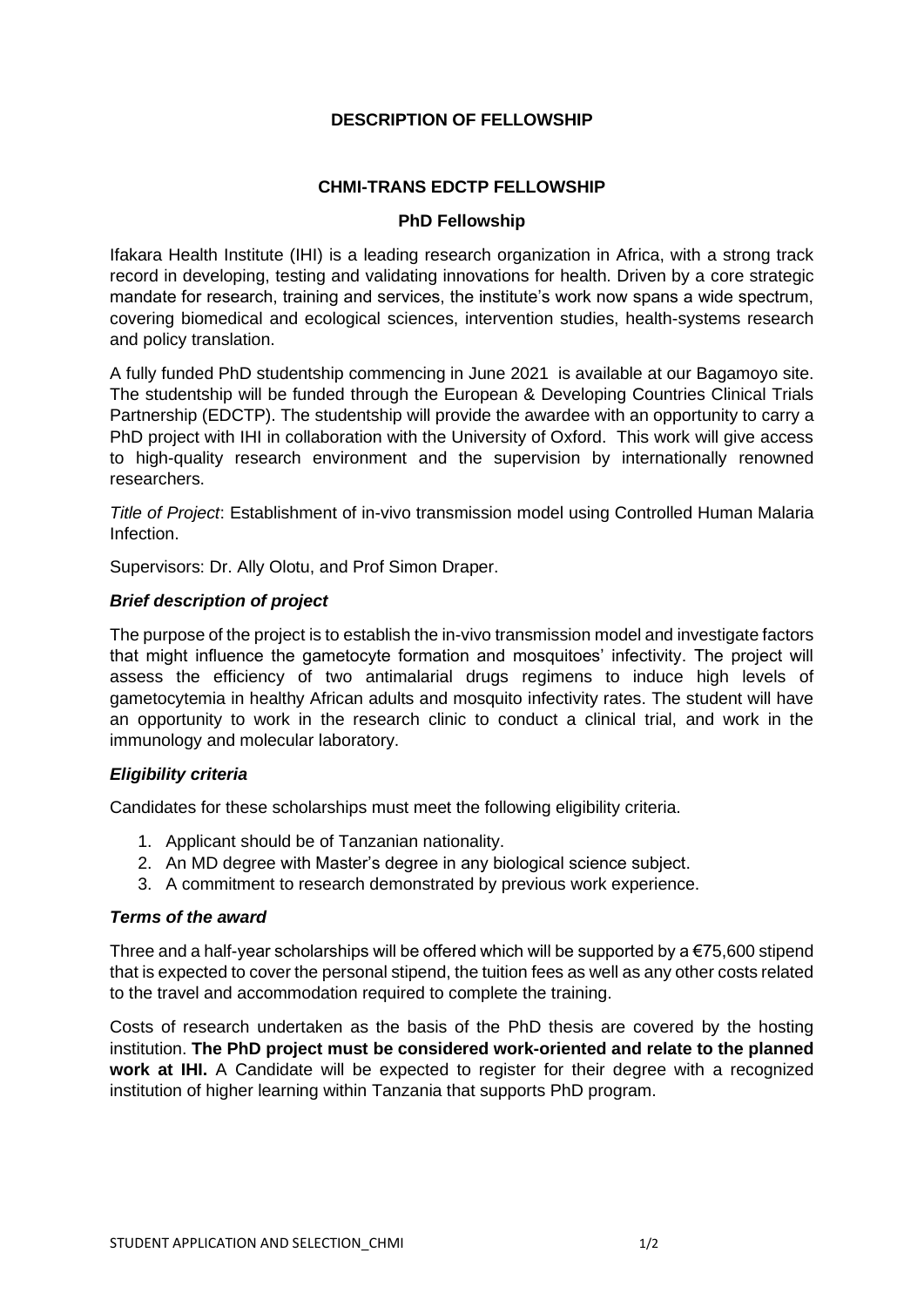# DESCRIPTION OF FELLOWSHIP

## CHMI-TRANS EDCTP FELLOWSHIP

### PhD Fellowship

Ifakara Health Institute (IHI) is a leading research organization in Africa, with a strong track record in developing, testing and validating innovations for health. Driven by a core strategic mandate for research, training and services, the institute's work now spans a wide spectrum, covering biomedical and ecological sciences, intervention studies, health-systems research and policy translation.

A fully funded PhD studentship commencing in June 2021 is available at our Bagamoyo site. The studentship will be funded through the European & Developing Countries Clinical Trials Partnership (EDCTP). The studentship will provide the awardee with an opportunity to carry a PhD project with IHI in collaboration with the University of Oxford. This work will give access to high-quality research environment and the supervision by internationally renowned researchers.

*Title of Project*: Establishment of in-vivo transmission model using Controlled Human Malaria Infection.

Supervisors: Dr. Ally Olotu, and Prof Simon Draper.

### *Brief description of project*

The purpose of the project is to establish the in-vivo transmission model and investigate factors that might influence the gametocyte formation and mosquitoes' infectivity. The project will assess the efficiency of two antimalarial drugs regimens to induce high levels of gametocytemia in healthy African adults and mosquito infectivity rates. The student will have an opportunity to work in the research clinic to conduct a clinical trial, and work in the immunology and molecular laboratory.

### *Eligibility criteria*

Candidates for these scholarships must meet the following eligibility criteria.

1. Applicant should be of Tanzanian nationality.
2. An MD degree with Master's degree in any biological science subject.
3. A commitment to research demonstrated by previous work experience.

### *Terms of the award*

Three and a half-year scholarships will be offered which will be supported by a €75,600 stipend that is expected to cover the personal stipend, the tuition fees as well as any other costs related to the travel and accommodation required to complete the training.

Costs of research undertaken as the basis of the PhD thesis are covered by the hosting institution. **The PhD project must be considered work-oriented and relate to the planned work at IHI.** A Candidate will be expected to register for their degree with a recognized institution of higher learning within Tanzania that supports PhD program.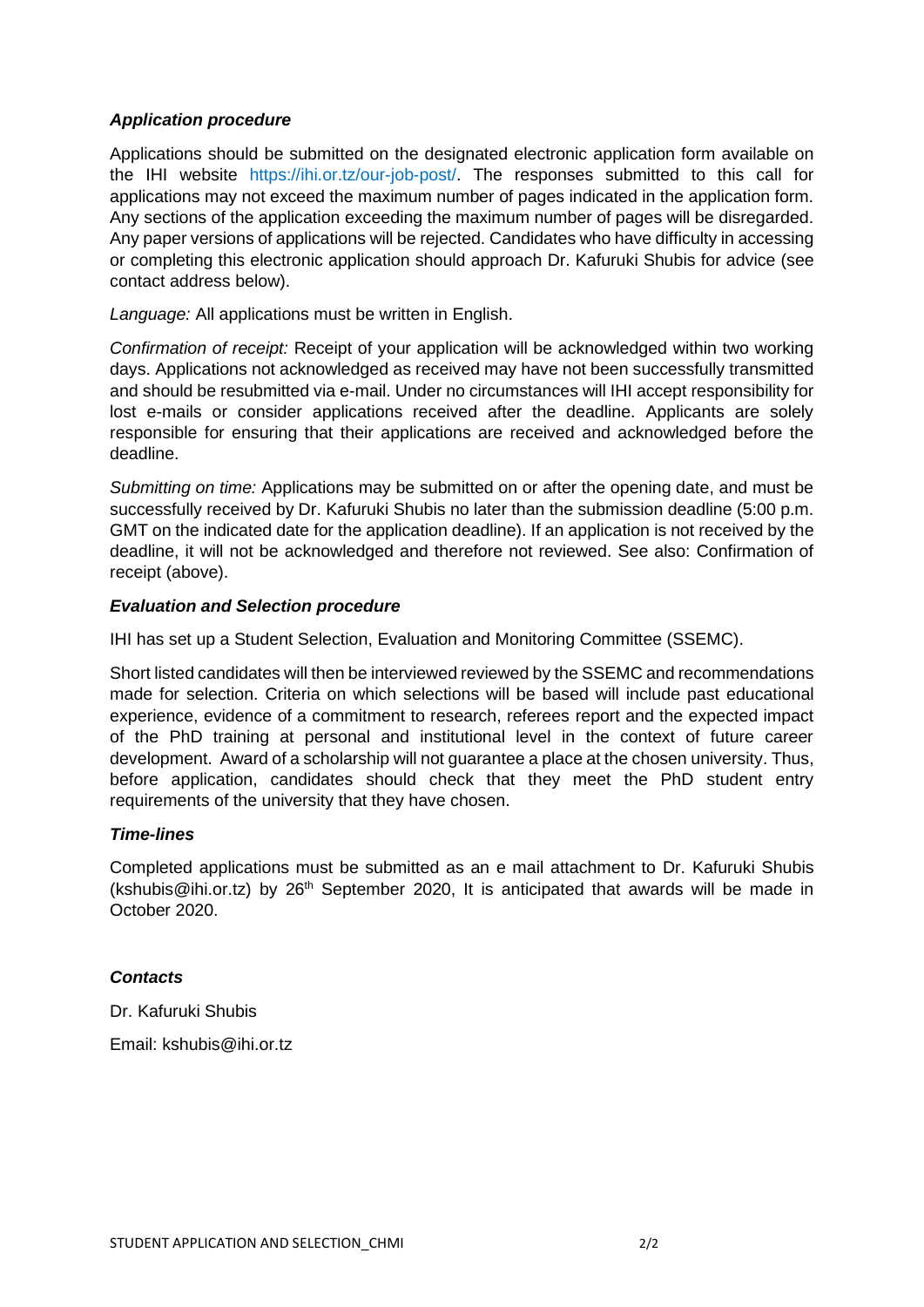### *Application procedure*

Applications should be submitted on the designated electronic application form available on the IHI website https://ihi.or.tz/our-job-post/. The responses submitted to this call for applications may not exceed the maximum number of pages indicated in the application form. Any sections of the application exceeding the maximum number of pages will be disregarded. Any paper versions of applications will be rejected. Candidates who have difficulty in accessing or completing this electronic application should approach Dr. Kafuruki Shubis for advice (see contact address below).

*Language:* All applications must be written in English.

*Confirmation of receipt:* Receipt of your application will be acknowledged within two working days. Applications not acknowledged as received may have not been successfully transmitted and should be resubmitted via e-mail. Under no circumstances will IHI accept responsibility for lost e-mails or consider applications received after the deadline. Applicants are solely responsible for ensuring that their applications are received and acknowledged before the deadline.

*Submitting on time:* Applications may be submitted on or after the opening date, and must be successfully received by Dr. Kafuruki Shubis no later than the submission deadline (5:00 p.m. GMT on the indicated date for the application deadline). If an application is not received by the deadline, it will not be acknowledged and therefore not reviewed. See also: Confirmation of receipt (above).

### *Evaluation and Selection procedure*

IHI has set up a Student Selection, Evaluation and Monitoring Committee (SSEMC).

Short listed candidates will then be interviewed reviewed by the SSEMC and recommendations made for selection. Criteria on which selections will be based will include past educational experience, evidence of a commitment to research, referees report and the expected impact of the PhD training at personal and institutional level in the context of future career development. Award of a scholarship will not guarantee a place at the chosen university. Thus, before application, candidates should check that they meet the PhD student entry requirements of the university that they have chosen.

### *Time-lines*

Completed applications must be submitted as an e mail attachment to Dr. Kafuruki Shubis (kshubis@ihi.or.tz) by 26th September 2020, It is anticipated that awards will be made in October 2020.

### *Contacts*

Dr. Kafuruki Shubis

Email: kshubis@ihi.or.tz